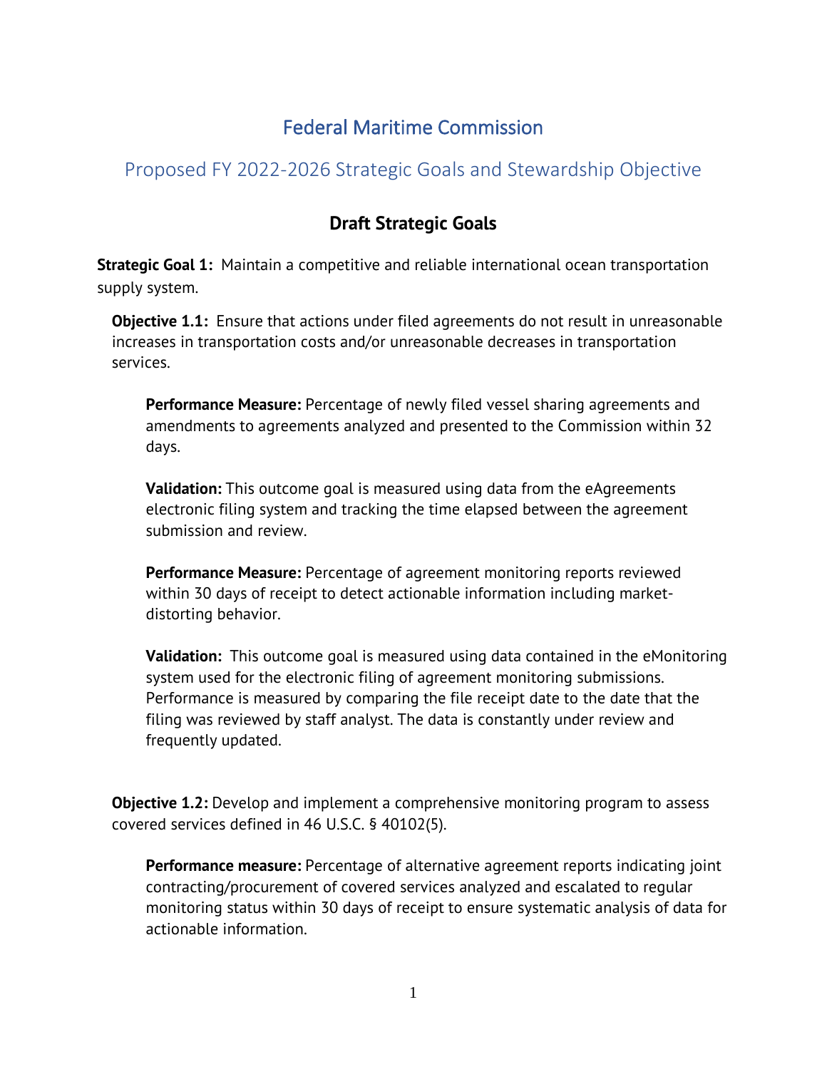# Federal Maritime Commission

## Proposed FY 2022-2026 Strategic Goals and Stewardship Objective

### Draft Strategic Goals

**Strategic Goal 1:** Maintain a competitive and reliable international ocean transportation supply system.

**Objective 1.1:** Ensure that actions under filed agreements do not result in unreasonable increases in transportation costs and/or unreasonable decreases in transportation services.

**Performance Measure:** Percentage of newly filed vessel sharing agreements and amendments to agreements analyzed and presented to the Commission within 32 days.

**Validation:** This outcome goal is measured using data from the eAgreements electronic filing system and tracking the time elapsed between the agreement submission and review.

**Performance Measure:** Percentage of agreement monitoring reports reviewed within 30 days of receipt to detect actionable information including market-distorting behavior.

**Validation:** This outcome goal is measured using data contained in the eMonitoring system used for the electronic filing of agreement monitoring submissions. Performance is measured by comparing the file receipt date to the date that the filing was reviewed by staff analyst. The data is constantly under review and frequently updated.

**Objective 1.2:** Develop and implement a comprehensive monitoring program to assess covered services defined in 46 U.S.C. § 40102(5).

**Performance measure:** Percentage of alternative agreement reports indicating joint contracting/procurement of covered services analyzed and escalated to regular monitoring status within 30 days of receipt to ensure systematic analysis of data for actionable information.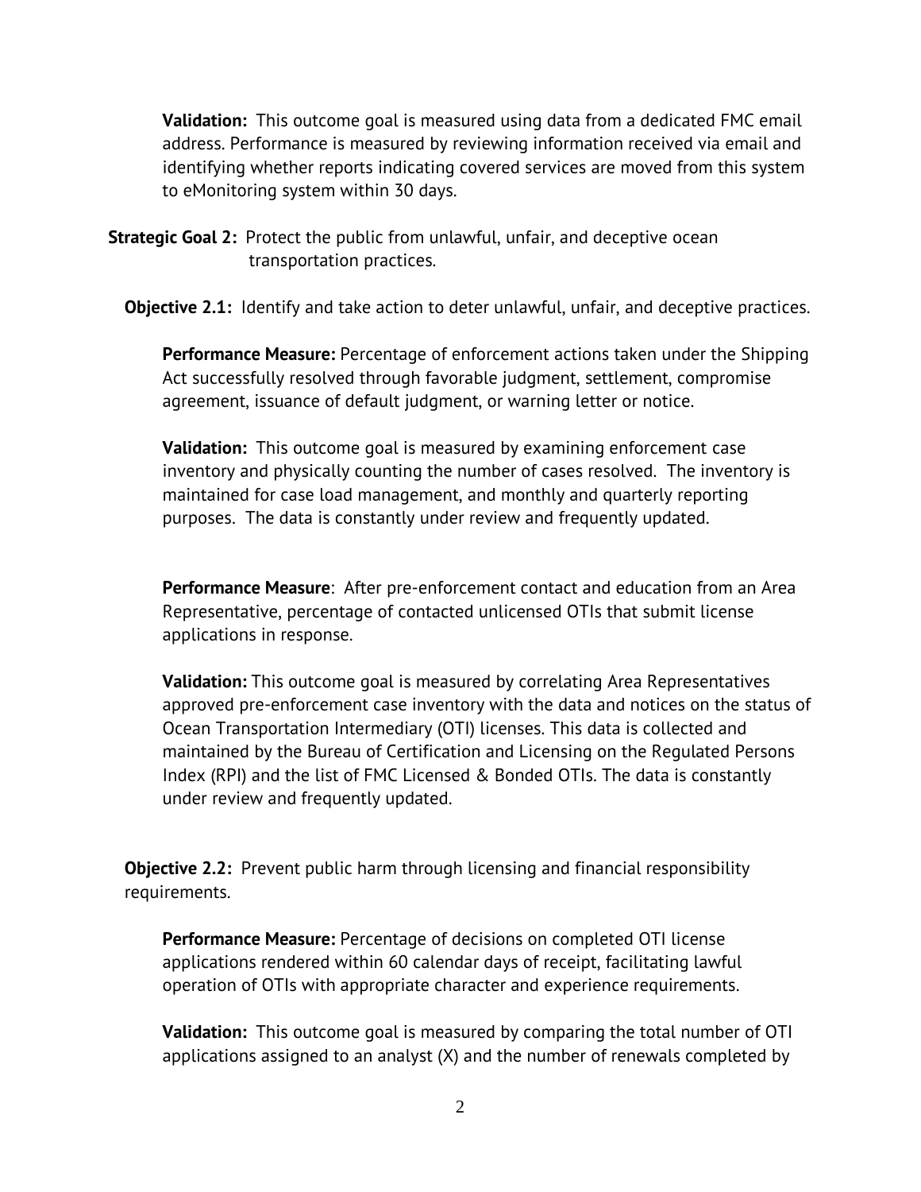**Validation:** This outcome goal is measured using data from a dedicated FMC email address. Performance is measured by reviewing information received via email and identifying whether reports indicating covered services are moved from this system to eMonitoring system within 30 days.

**Strategic Goal 2:** Protect the public from unlawful, unfair, and deceptive ocean transportation practices.

**Objective 2.1:** Identify and take action to deter unlawful, unfair, and deceptive practices.

**Performance Measure:** Percentage of enforcement actions taken under the Shipping Act successfully resolved through favorable judgment, settlement, compromise agreement, issuance of default judgment, or warning letter or notice.

**Validation:** This outcome goal is measured by examining enforcement case inventory and physically counting the number of cases resolved. The inventory is maintained for case load management, and monthly and quarterly reporting purposes. The data is constantly under review and frequently updated.

**Performance Measure**: After pre-enforcement contact and education from an Area Representative, percentage of contacted unlicensed OTIs that submit license applications in response.

**Validation:** This outcome goal is measured by correlating Area Representatives approved pre-enforcement case inventory with the data and notices on the status of Ocean Transportation Intermediary (OTI) licenses. This data is collected and maintained by the Bureau of Certification and Licensing on the Regulated Persons Index (RPI) and the list of FMC Licensed & Bonded OTIs. The data is constantly under review and frequently updated.

**Objective 2.2:** Prevent public harm through licensing and financial responsibility requirements.

**Performance Measure:** Percentage of decisions on completed OTI license applications rendered within 60 calendar days of receipt, facilitating lawful operation of OTIs with appropriate character and experience requirements.

**Validation:** This outcome goal is measured by comparing the total number of OTI applications assigned to an analyst (X) and the number of renewals completed by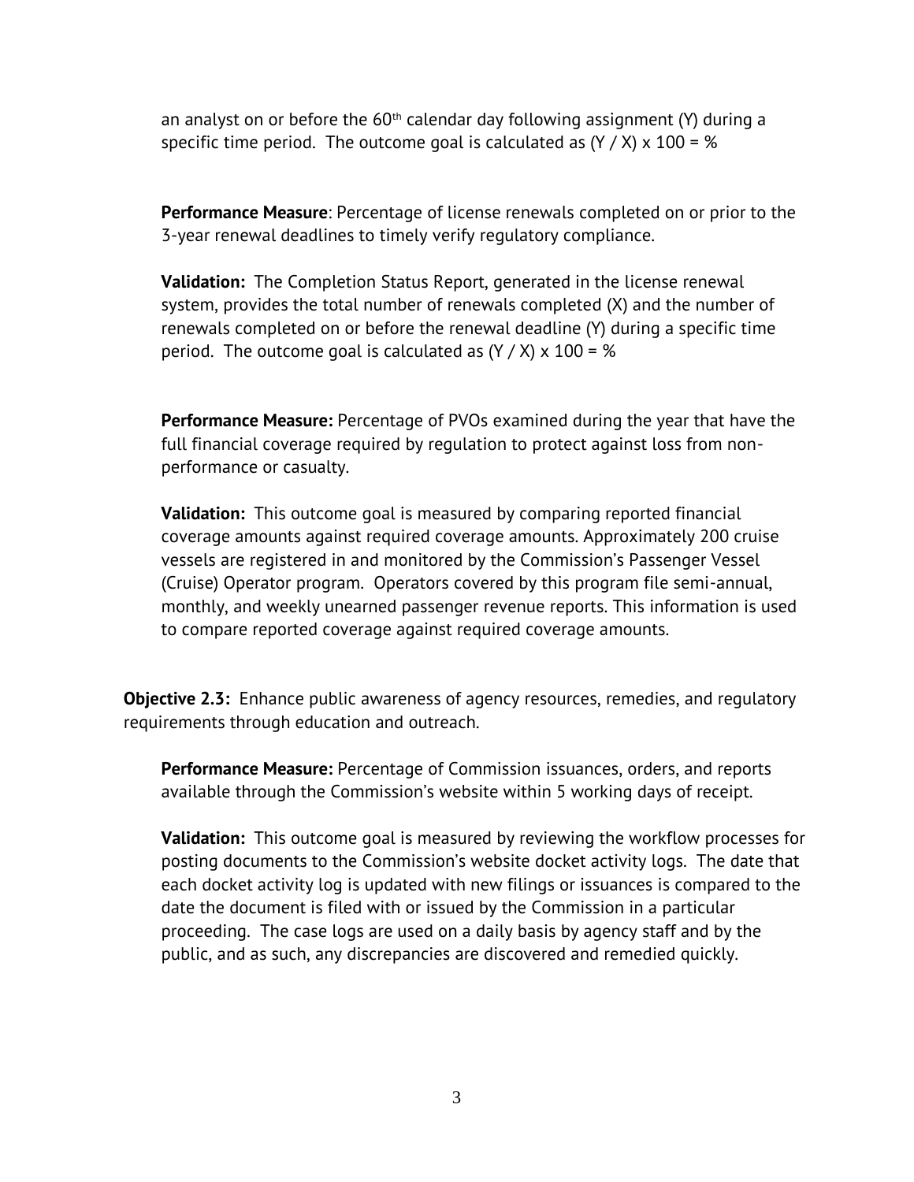an analyst on or before the 60th calendar day following assignment (Y) during a specific time period. The outcome goal is calculated as $(Y / X) \times 100 = \%$

**Performance Measure**: Percentage of license renewals completed on or prior to the 3-year renewal deadlines to timely verify regulatory compliance.

**Validation:** The Completion Status Report, generated in the license renewal system, provides the total number of renewals completed (X) and the number of renewals completed on or before the renewal deadline (Y) during a specific time period. The outcome goal is calculated as $(Y / X) \times 100 = \%$

**Performance Measure:** Percentage of PVOs examined during the year that have the full financial coverage required by regulation to protect against loss from non-performance or casualty.

**Validation:** This outcome goal is measured by comparing reported financial coverage amounts against required coverage amounts. Approximately 200 cruise vessels are registered in and monitored by the Commission's Passenger Vessel (Cruise) Operator program. Operators covered by this program file semi-annual, monthly, and weekly unearned passenger revenue reports. This information is used to compare reported coverage against required coverage amounts.

**Objective 2.3:** Enhance public awareness of agency resources, remedies, and regulatory requirements through education and outreach.

**Performance Measure:** Percentage of Commission issuances, orders, and reports available through the Commission's website within 5 working days of receipt.

**Validation:** This outcome goal is measured by reviewing the workflow processes for posting documents to the Commission's website docket activity logs. The date that each docket activity log is updated with new filings or issuances is compared to the date the document is filed with or issued by the Commission in a particular proceeding. The case logs are used on a daily basis by agency staff and by the public, and as such, any discrepancies are discovered and remedied quickly.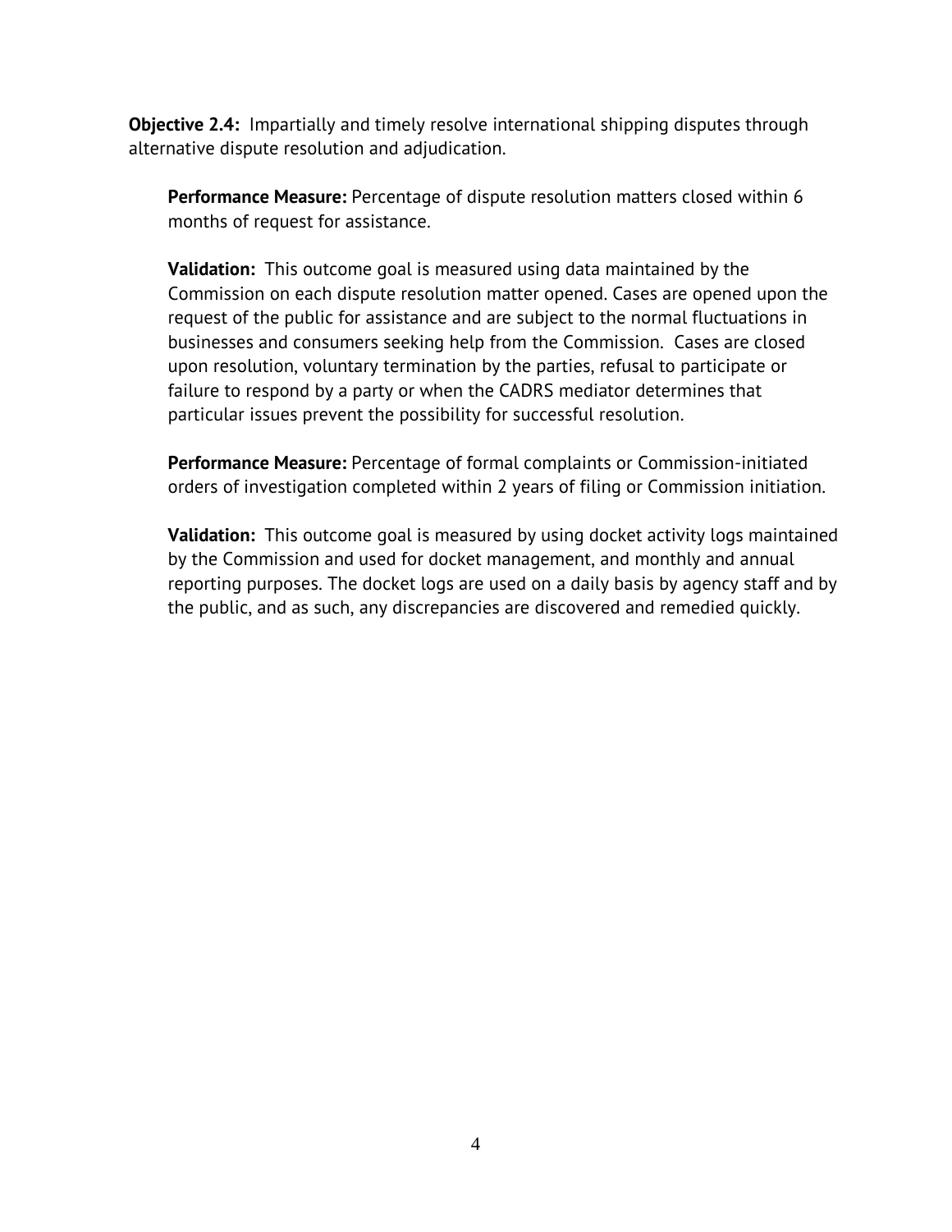**Objective 2.4:** Impartially and timely resolve international shipping disputes through alternative dispute resolution and adjudication.

**Performance Measure:** Percentage of dispute resolution matters closed within 6 months of request for assistance.

**Validation:** This outcome goal is measured using data maintained by the Commission on each dispute resolution matter opened. Cases are opened upon the request of the public for assistance and are subject to the normal fluctuations in businesses and consumers seeking help from the Commission. Cases are closed upon resolution, voluntary termination by the parties, refusal to participate or failure to respond by a party or when the CADRS mediator determines that particular issues prevent the possibility for successful resolution.

**Performance Measure:** Percentage of formal complaints or Commission-initiated orders of investigation completed within 2 years of filing or Commission initiation.

**Validation:** This outcome goal is measured by using docket activity logs maintained by the Commission and used for docket management, and monthly and annual reporting purposes. The docket logs are used on a daily basis by agency staff and by the public, and as such, any discrepancies are discovered and remedied quickly.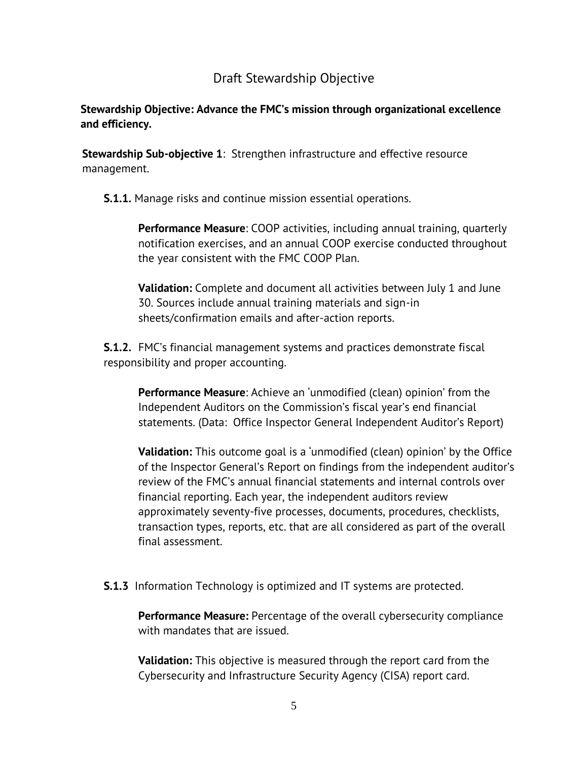## Draft Stewardship Objective

**Stewardship Objective: Advance the FMC's mission through organizational excellence and efficiency.**

**Stewardship Sub-objective 1**: Strengthen infrastructure and effective resource management.

**S.1.1.** Manage risks and continue mission essential operations.

**Performance Measure**: COOP activities, including annual training, quarterly notification exercises, and an annual COOP exercise conducted throughout the year consistent with the FMC COOP Plan.

**Validation:** Complete and document all activities between July 1 and June 30. Sources include annual training materials and sign-in sheets/confirmation emails and after-action reports.

**S.1.2.** FMC's financial management systems and practices demonstrate fiscal responsibility and proper accounting.

**Performance Measure**: Achieve an 'unmodified (clean) opinion' from the Independent Auditors on the Commission's fiscal year's end financial statements. (Data: Office Inspector General Independent Auditor's Report)

**Validation:** This outcome goal is a 'unmodified (clean) opinion' by the Office of the Inspector General's Report on findings from the independent auditor's review of the FMC's annual financial statements and internal controls over financial reporting. Each year, the independent auditors review approximately seventy-five processes, documents, procedures, checklists, transaction types, reports, etc. that are all considered as part of the overall final assessment.

**S.1.3** Information Technology is optimized and IT systems are protected.

**Performance Measure:** Percentage of the overall cybersecurity compliance with mandates that are issued.

**Validation:** This objective is measured through the report card from the Cybersecurity and Infrastructure Security Agency (CISA) report card.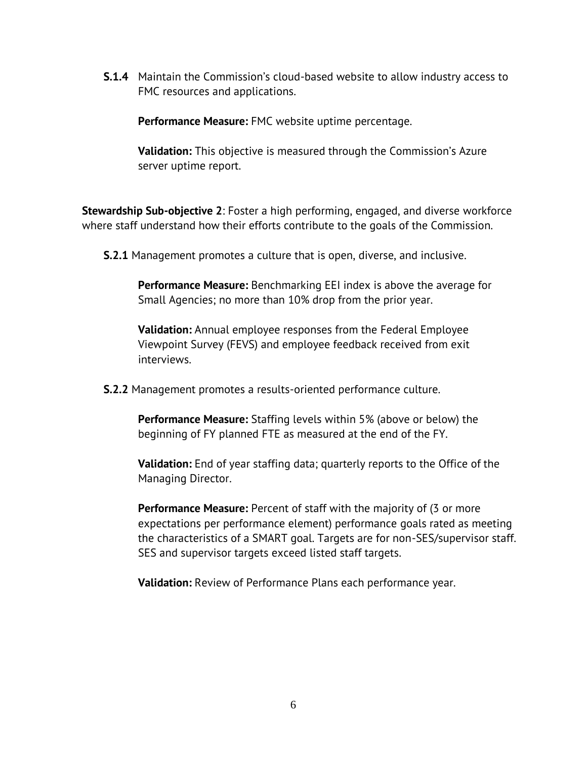**S.1.4** Maintain the Commission's cloud-based website to allow industry access to FMC resources and applications.

**Performance Measure:** FMC website uptime percentage.

**Validation:** This objective is measured through the Commission's Azure server uptime report.

**Stewardship Sub-objective 2**: Foster a high performing, engaged, and diverse workforce where staff understand how their efforts contribute to the goals of the Commission.

**S.2.1** Management promotes a culture that is open, diverse, and inclusive.

**Performance Measure:** Benchmarking EEI index is above the average for Small Agencies; no more than 10% drop from the prior year.

**Validation:** Annual employee responses from the Federal Employee Viewpoint Survey (FEVS) and employee feedback received from exit interviews.

**S.2.2** Management promotes a results-oriented performance culture.

**Performance Measure:** Staffing levels within 5% (above or below) the beginning of FY planned FTE as measured at the end of the FY.

**Validation:** End of year staffing data; quarterly reports to the Office of the Managing Director.

**Performance Measure:** Percent of staff with the majority of (3 or more expectations per performance element) performance goals rated as meeting the characteristics of a SMART goal. Targets are for non-SES/supervisor staff. SES and supervisor targets exceed listed staff targets.

**Validation:** Review of Performance Plans each performance year.